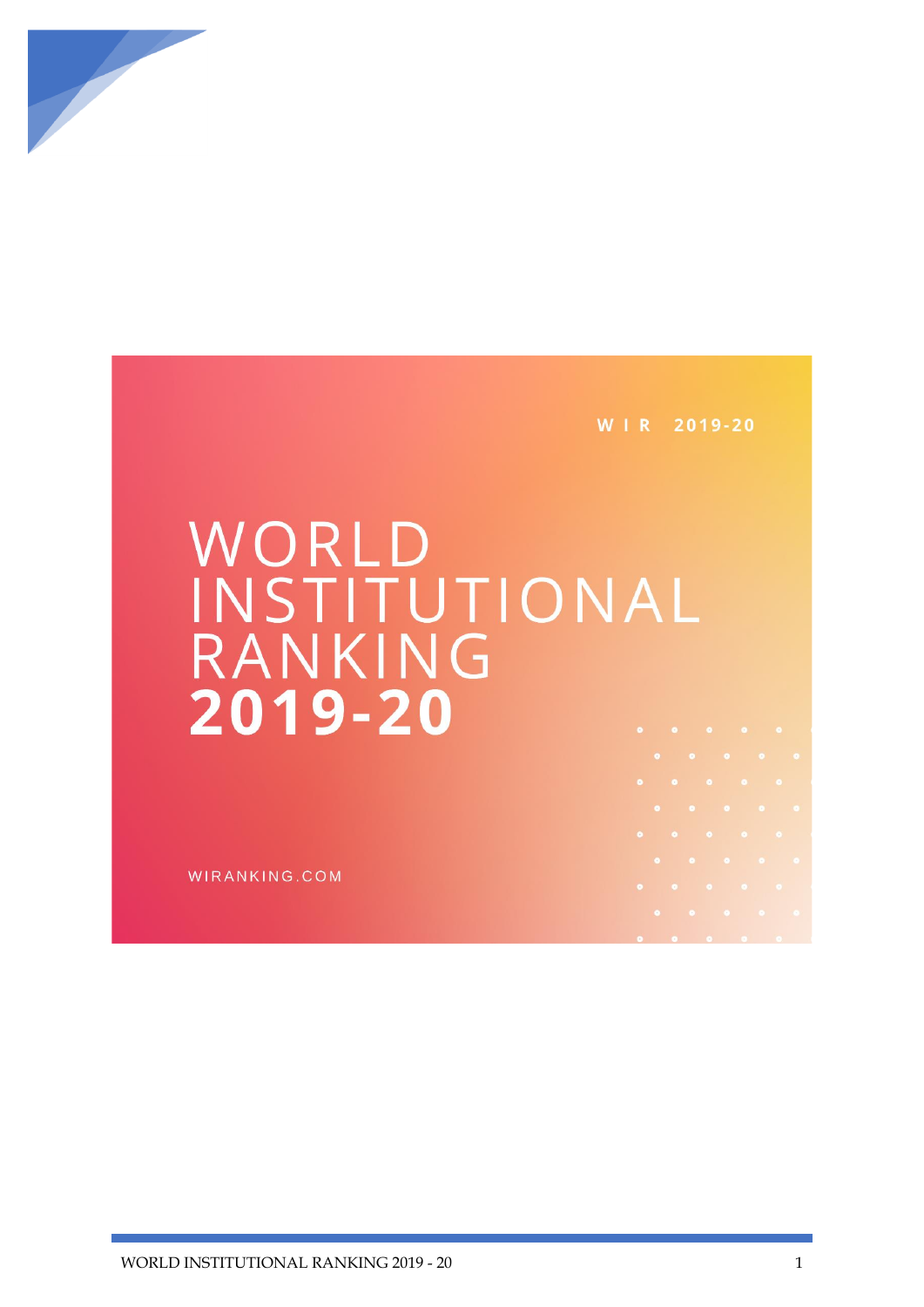W I R 2019-20

# WORLD INSTITUTIONAL RANKING 2019-20

WIRANKING.COM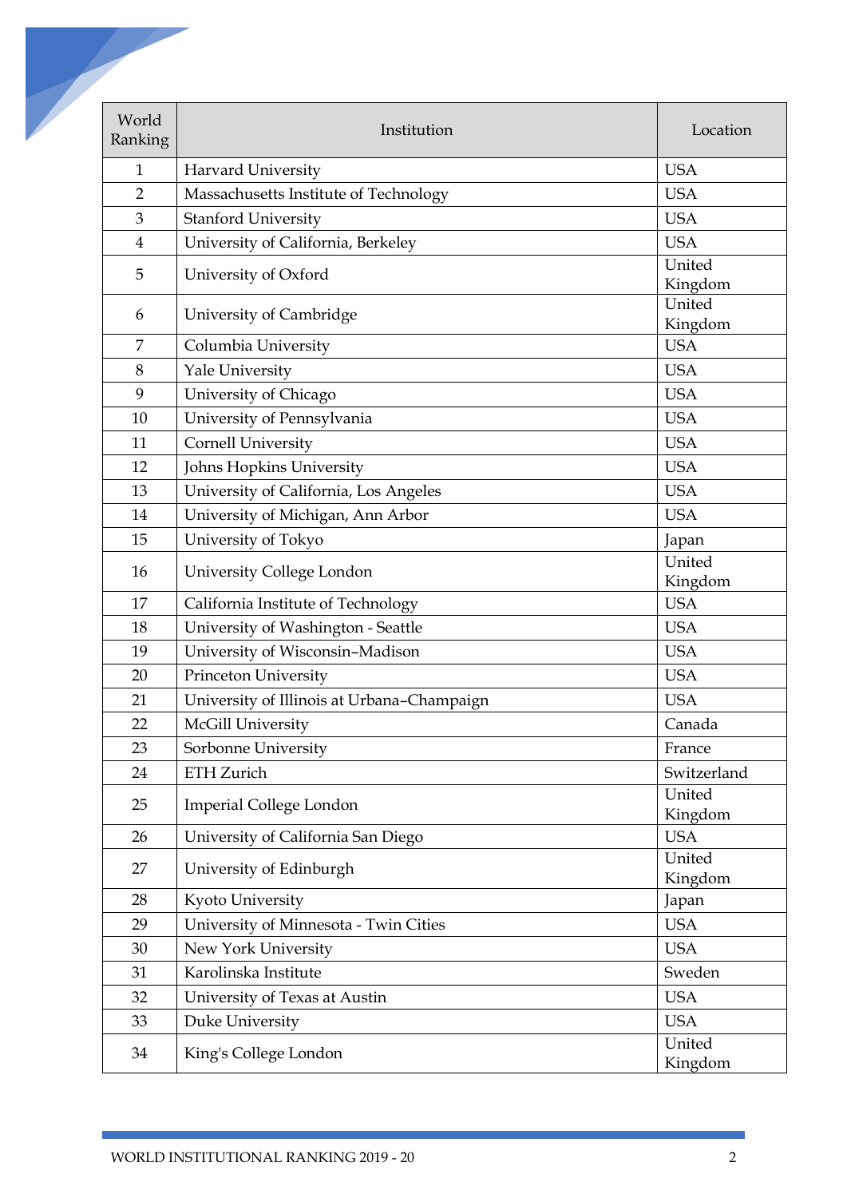| World Ranking | Institution | Location |
|---|---|---|
| 1 | Harvard University | USA |
| 2 | Massachusetts Institute of Technology | USA |
| 3 | Stanford University | USA |
| 4 | University of California, Berkeley | USA |
| 5 | University of Oxford | United Kingdom |
| 6 | University of Cambridge | United Kingdom |
| 7 | Columbia University | USA |
| 8 | Yale University | USA |
| 9 | University of Chicago | USA |
| 10 | University of Pennsylvania | USA |
| 11 | Cornell University | USA |
| 12 | Johns Hopkins University | USA |
| 13 | University of California, Los Angeles | USA |
| 14 | University of Michigan, Ann Arbor | USA |
| 15 | University of Tokyo | Japan |
| 16 | University College London | United Kingdom |
| 17 | California Institute of Technology | USA |
| 18 | University of Washington - Seattle | USA |
| 19 | University of Wisconsin–Madison | USA |
| 20 | Princeton University | USA |
| 21 | University of Illinois at Urbana–Champaign | USA |
| 22 | McGill University | Canada |
| 23 | Sorbonne University | France |
| 24 | ETH Zurich | Switzerland |
| 25 | Imperial College London | United Kingdom |
| 26 | University of California San Diego | USA |
| 27 | University of Edinburgh | United Kingdom |
| 28 | Kyoto University | Japan |
| 29 | University of Minnesota - Twin Cities | USA |
| 30 | New York University | USA |
| 31 | Karolinska Institute | Sweden |
| 32 | University of Texas at Austin | USA |
| 33 | Duke University | USA |
| 34 | King's College London | United Kingdom |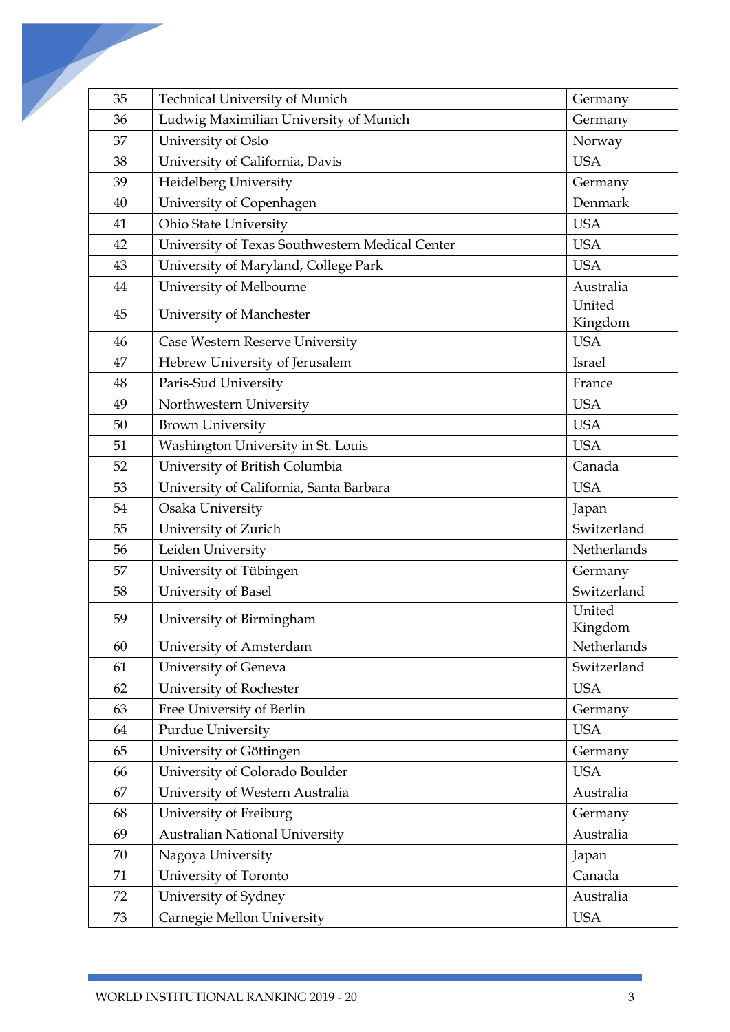| 35 | Technical University of Munich | Germany |
|---|---|---|
| 36 | Ludwig Maximilian University of Munich | Germany |
| 37 | University of Oslo | Norway |
| 38 | University of California, Davis | USA |
| 39 | Heidelberg University | Germany |
| 40 | University of Copenhagen | Denmark |
| 41 | Ohio State University | USA |
| 42 | University of Texas Southwestern Medical Center | USA |
| 43 | University of Maryland, College Park | USA |
| 44 | University of Melbourne | Australia |
| 45 | University of Manchester | United Kingdom |
| 46 | Case Western Reserve University | USA |
| 47 | Hebrew University of Jerusalem | Israel |
| 48 | Paris-Sud University | France |
| 49 | Northwestern University | USA |
| 50 | Brown University | USA |
| 51 | Washington University in St. Louis | USA |
| 52 | University of British Columbia | Canada |
| 53 | University of California, Santa Barbara | USA |
| 54 | Osaka University | Japan |
| 55 | University of Zurich | Switzerland |
| 56 | Leiden University | Netherlands |
| 57 | University of Tübingen | Germany |
| 58 | University of Basel | Switzerland |
| 59 | University of Birmingham | United Kingdom |
| 60 | University of Amsterdam | Netherlands |
| 61 | University of Geneva | Switzerland |
| 62 | University of Rochester | USA |
| 63 | Free University of Berlin | Germany |
| 64 | Purdue University | USA |
| 65 | University of Göttingen | Germany |
| 66 | University of Colorado Boulder | USA |
| 67 | University of Western Australia | Australia |
| 68 | University of Freiburg | Germany |
| 69 | Australian National University | Australia |
| 70 | Nagoya University | Japan |
| 71 | University of Toronto | Canada |
| 72 | University of Sydney | Australia |
| 73 | Carnegie Mellon University | USA |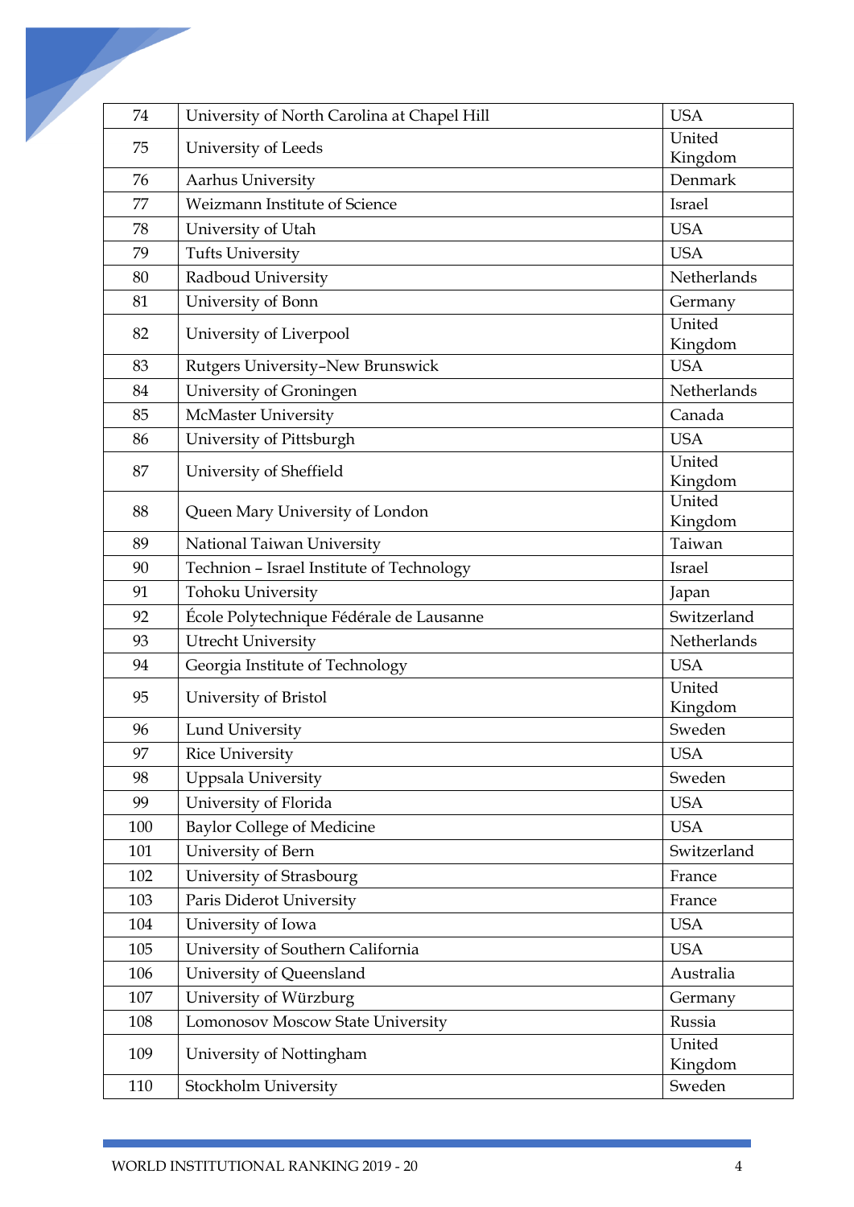| 74 | University of North Carolina at Chapel Hill | USA |
|---|---|---|
| 75 | University of Leeds | United Kingdom |
| 76 | Aarhus University | Denmark |
| 77 | Weizmann Institute of Science | Israel |
| 78 | University of Utah | USA |
| 79 | Tufts University | USA |
| 80 | Radboud University | Netherlands |
| 81 | University of Bonn | Germany |
| 82 | University of Liverpool | United Kingdom |
| 83 | Rutgers University–New Brunswick | USA |
| 84 | University of Groningen | Netherlands |
| 85 | McMaster University | Canada |
| 86 | University of Pittsburgh | USA |
| 87 | University of Sheffield | United Kingdom |
| 88 | Queen Mary University of London | United Kingdom |
| 89 | National Taiwan University | Taiwan |
| 90 | Technion – Israel Institute of Technology | Israel |
| 91 | Tohoku University | Japan |
| 92 | École Polytechnique Fédérale de Lausanne | Switzerland |
| 93 | Utrecht University | Netherlands |
| 94 | Georgia Institute of Technology | USA |
| 95 | University of Bristol | United Kingdom |
| 96 | Lund University | Sweden |
| 97 | Rice University | USA |
| 98 | Uppsala University | Sweden |
| 99 | University of Florida | USA |
| 100 | Baylor College of Medicine | USA |
| 101 | University of Bern | Switzerland |
| 102 | University of Strasbourg | France |
| 103 | Paris Diderot University | France |
| 104 | University of Iowa | USA |
| 105 | University of Southern California | USA |
| 106 | University of Queensland | Australia |
| 107 | University of Würzburg | Germany |
| 108 | Lomonosov Moscow State University | Russia |
| 109 | University of Nottingham | United Kingdom |
| 110 | Stockholm University | Sweden |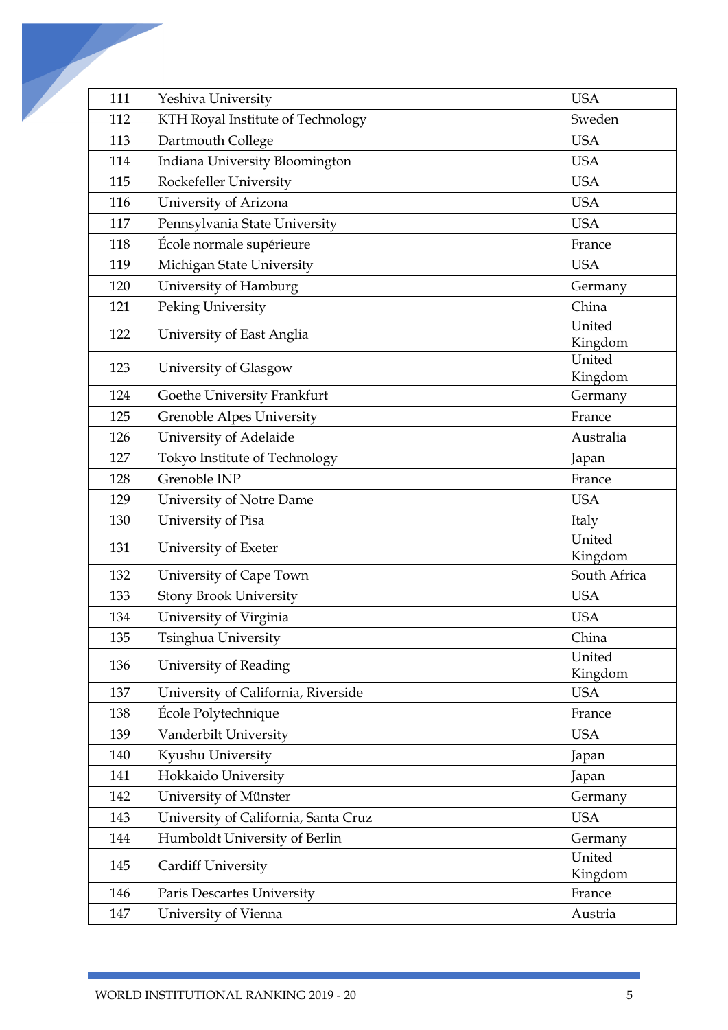| 111 | Yeshiva University | USA |
|---|---|---|
| 112 | KTH Royal Institute of Technology | Sweden |
| 113 | Dartmouth College | USA |
| 114 | Indiana University Bloomington | USA |
| 115 | Rockefeller University | USA |
| 116 | University of Arizona | USA |
| 117 | Pennsylvania State University | USA |
| 118 | École normale supérieure | France |
| 119 | Michigan State University | USA |
| 120 | University of Hamburg | Germany |
| 121 | Peking University | China |
| 122 | University of East Anglia | United Kingdom |
| 123 | University of Glasgow | United Kingdom |
| 124 | Goethe University Frankfurt | Germany |
| 125 | Grenoble Alpes University | France |
| 126 | University of Adelaide | Australia |
| 127 | Tokyo Institute of Technology | Japan |
| 128 | Grenoble INP | France |
| 129 | University of Notre Dame | USA |
| 130 | University of Pisa | Italy |
| 131 | University of Exeter | United Kingdom |
| 132 | University of Cape Town | South Africa |
| 133 | Stony Brook University | USA |
| 134 | University of Virginia | USA |
| 135 | Tsinghua University | China |
| 136 | University of Reading | United Kingdom |
| 137 | University of California, Riverside | USA |
| 138 | École Polytechnique | France |
| 139 | Vanderbilt University | USA |
| 140 | Kyushu University | Japan |
| 141 | Hokkaido University | Japan |
| 142 | University of Münster | Germany |
| 143 | University of California, Santa Cruz | USA |
| 144 | Humboldt University of Berlin | Germany |
| 145 | Cardiff University | United Kingdom |
| 146 | Paris Descartes University | France |
| 147 | University of Vienna | Austria |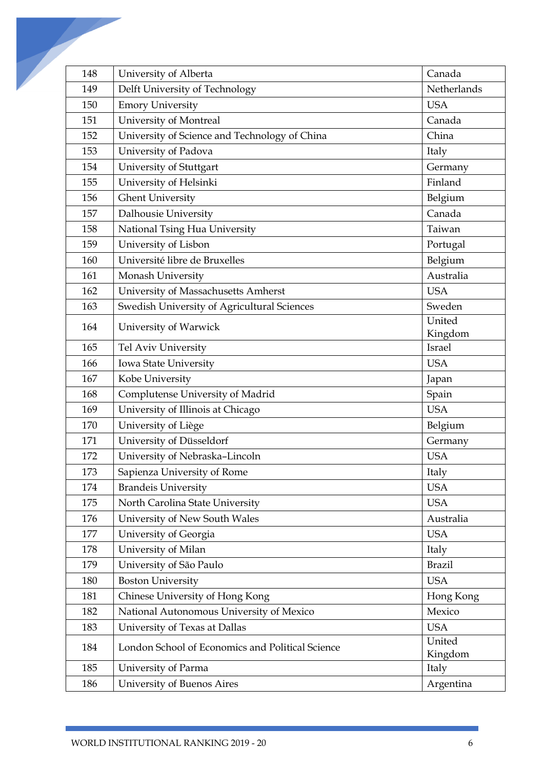| 148 | University of Alberta | Canada |
|---|---|---|
| 149 | Delft University of Technology | Netherlands |
| 150 | Emory University | USA |
| 151 | University of Montreal | Canada |
| 152 | University of Science and Technology of China | China |
| 153 | University of Padova | Italy |
| 154 | University of Stuttgart | Germany |
| 155 | University of Helsinki | Finland |
| 156 | Ghent University | Belgium |
| 157 | Dalhousie University | Canada |
| 158 | National Tsing Hua University | Taiwan |
| 159 | University of Lisbon | Portugal |
| 160 | Université libre de Bruxelles | Belgium |
| 161 | Monash University | Australia |
| 162 | University of Massachusetts Amherst | USA |
| 163 | Swedish University of Agricultural Sciences | Sweden |
| 164 | University of Warwick | United Kingdom |
| 165 | Tel Aviv University | Israel |
| 166 | Iowa State University | USA |
| 167 | Kobe University | Japan |
| 168 | Complutense University of Madrid | Spain |
| 169 | University of Illinois at Chicago | USA |
| 170 | University of Liège | Belgium |
| 171 | University of Düsseldorf | Germany |
| 172 | University of Nebraska–Lincoln | USA |
| 173 | Sapienza University of Rome | Italy |
| 174 | Brandeis University | USA |
| 175 | North Carolina State University | USA |
| 176 | University of New South Wales | Australia |
| 177 | University of Georgia | USA |
| 178 | University of Milan | Italy |
| 179 | University of São Paulo | Brazil |
| 180 | Boston University | USA |
| 181 | Chinese University of Hong Kong | Hong Kong |
| 182 | National Autonomous University of Mexico | Mexico |
| 183 | University of Texas at Dallas | USA |
| 184 | London School of Economics and Political Science | United Kingdom |
| 185 | University of Parma | Italy |
| 186 | University of Buenos Aires | Argentina |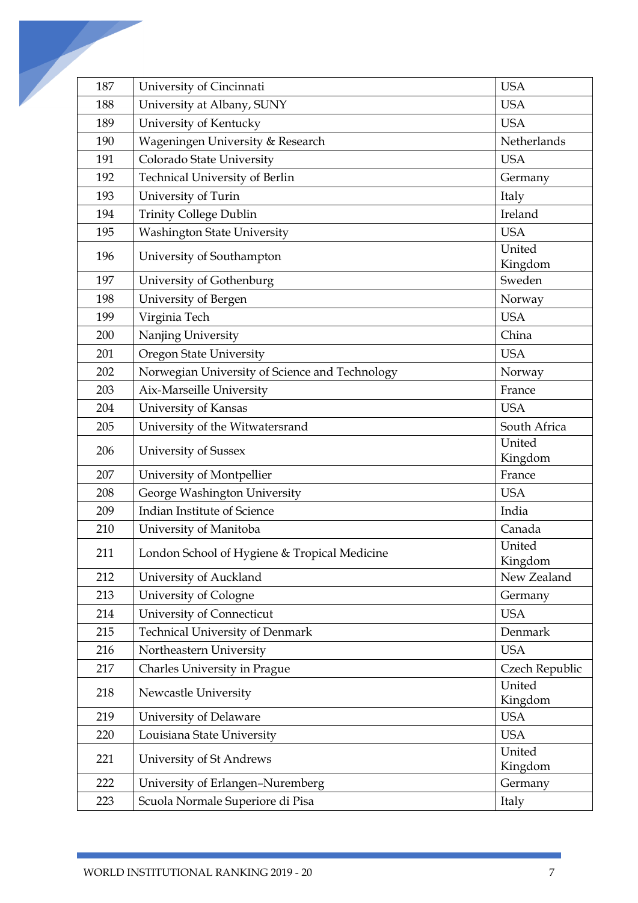| | | |
|---|---|---|
| 187 | University of Cincinnati | USA |
| 188 | University at Albany, SUNY | USA |
| 189 | University of Kentucky | USA |
| 190 | Wageningen University & Research | Netherlands |
| 191 | Colorado State University | USA |
| 192 | Technical University of Berlin | Germany |
| 193 | University of Turin | Italy |
| 194 | Trinity College Dublin | Ireland |
| 195 | Washington State University | USA |
| 196 | University of Southampton | United Kingdom |
| 197 | University of Gothenburg | Sweden |
| 198 | University of Bergen | Norway |
| 199 | Virginia Tech | USA |
| 200 | Nanjing University | China |
| 201 | Oregon State University | USA |
| 202 | Norwegian University of Science and Technology | Norway |
| 203 | Aix-Marseille University | France |
| 204 | University of Kansas | USA |
| 205 | University of the Witwatersrand | South Africa |
| 206 | University of Sussex | United Kingdom |
| 207 | University of Montpellier | France |
| 208 | George Washington University | USA |
| 209 | Indian Institute of Science | India |
| 210 | University of Manitoba | Canada |
| 211 | London School of Hygiene & Tropical Medicine | United Kingdom |
| 212 | University of Auckland | New Zealand |
| 213 | University of Cologne | Germany |
| 214 | University of Connecticut | USA |
| 215 | Technical University of Denmark | Denmark |
| 216 | Northeastern University | USA |
| 217 | Charles University in Prague | Czech Republic |
| 218 | Newcastle University | United Kingdom |
| 219 | University of Delaware | USA |
| 220 | Louisiana State University | USA |
| 221 | University of St Andrews | United Kingdom |
| 222 | University of Erlangen–Nuremberg | Germany |
| 223 | Scuola Normale Superiore di Pisa | Italy |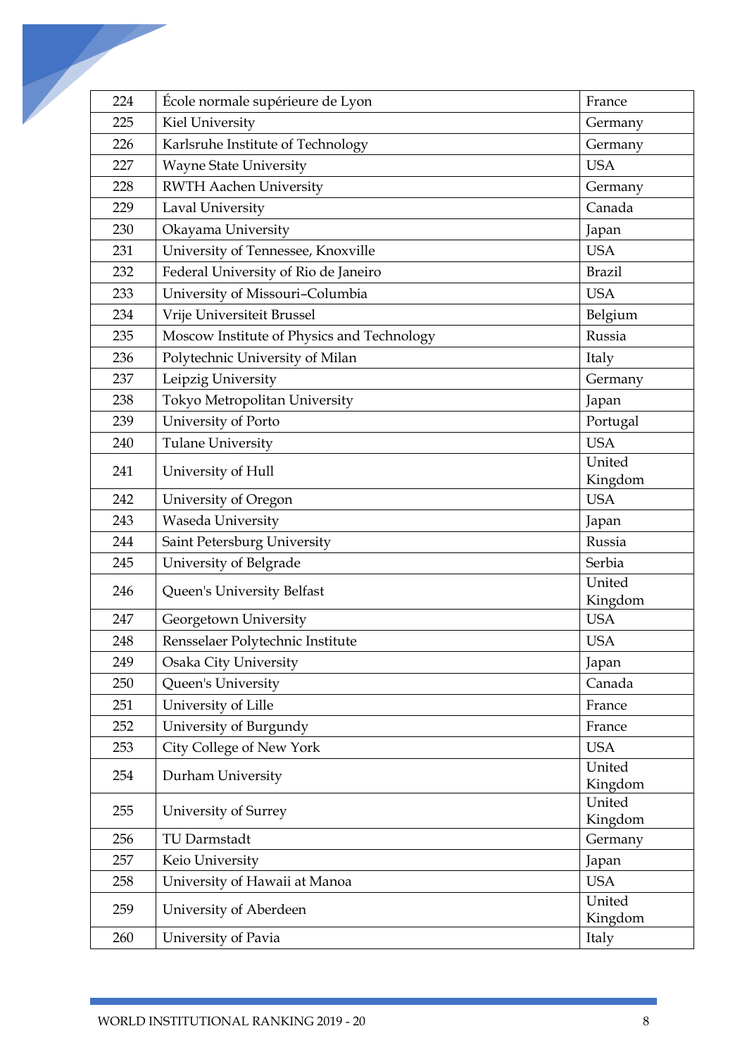| | | |
|---|---|---|
| 224 | École normale supérieure de Lyon | France |
| 225 | Kiel University | Germany |
| 226 | Karlsruhe Institute of Technology | Germany |
| 227 | Wayne State University | USA |
| 228 | RWTH Aachen University | Germany |
| 229 | Laval University | Canada |
| 230 | Okayama University | Japan |
| 231 | University of Tennessee, Knoxville | USA |
| 232 | Federal University of Rio de Janeiro | Brazil |
| 233 | University of Missouri–Columbia | USA |
| 234 | Vrije Universiteit Brussel | Belgium |
| 235 | Moscow Institute of Physics and Technology | Russia |
| 236 | Polytechnic University of Milan | Italy |
| 237 | Leipzig University | Germany |
| 238 | Tokyo Metropolitan University | Japan |
| 239 | University of Porto | Portugal |
| 240 | Tulane University | USA |
| 241 | University of Hull | United Kingdom |
| 242 | University of Oregon | USA |
| 243 | Waseda University | Japan |
| 244 | Saint Petersburg University | Russia |
| 245 | University of Belgrade | Serbia |
| 246 | Queen's University Belfast | United Kingdom |
| 247 | Georgetown University | USA |
| 248 | Rensselaer Polytechnic Institute | USA |
| 249 | Osaka City University | Japan |
| 250 | Queen's University | Canada |
| 251 | University of Lille | France |
| 252 | University of Burgundy | France |
| 253 | City College of New York | USA |
| 254 | Durham University | United Kingdom |
| 255 | University of Surrey | United Kingdom |
| 256 | TU Darmstadt | Germany |
| 257 | Keio University | Japan |
| 258 | University of Hawaii at Manoa | USA |
| 259 | University of Aberdeen | United Kingdom |
| 260 | University of Pavia | Italy |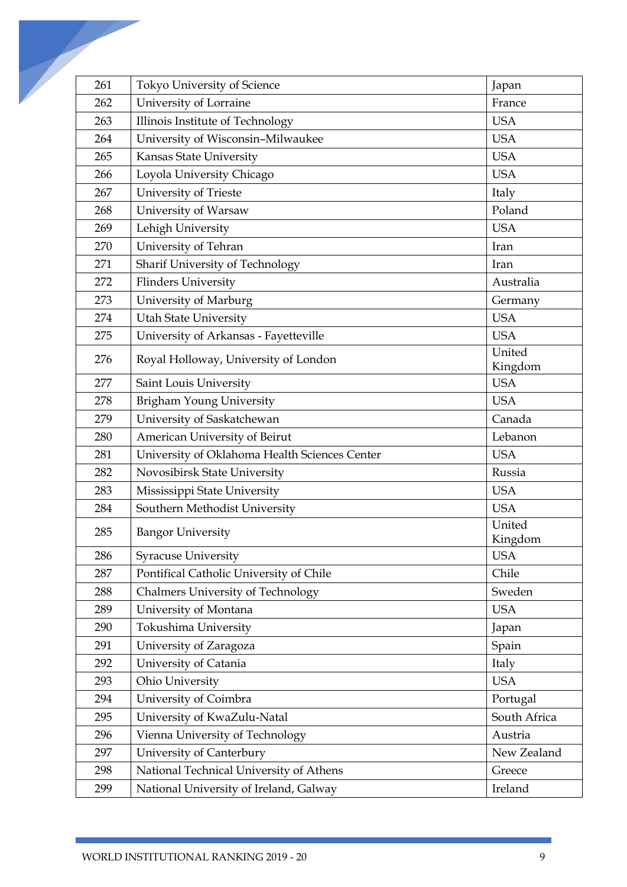| 261 | Tokyo University of Science | Japan |
|---|---|---|
| 262 | University of Lorraine | France |
| 263 | Illinois Institute of Technology | USA |
| 264 | University of Wisconsin–Milwaukee | USA |
| 265 | Kansas State University | USA |
| 266 | Loyola University Chicago | USA |
| 267 | University of Trieste | Italy |
| 268 | University of Warsaw | Poland |
| 269 | Lehigh University | USA |
| 270 | University of Tehran | Iran |
| 271 | Sharif University of Technology | Iran |
| 272 | Flinders University | Australia |
| 273 | University of Marburg | Germany |
| 274 | Utah State University | USA |
| 275 | University of Arkansas - Fayetteville | USA |
| 276 | Royal Holloway, University of London | United Kingdom |
| 277 | Saint Louis University | USA |
| 278 | Brigham Young University | USA |
| 279 | University of Saskatchewan | Canada |
| 280 | American University of Beirut | Lebanon |
| 281 | University of Oklahoma Health Sciences Center | USA |
| 282 | Novosibirsk State University | Russia |
| 283 | Mississippi State University | USA |
| 284 | Southern Methodist University | USA |
| 285 | Bangor University | United Kingdom |
| 286 | Syracuse University | USA |
| 287 | Pontifical Catholic University of Chile | Chile |
| 288 | Chalmers University of Technology | Sweden |
| 289 | University of Montana | USA |
| 290 | Tokushima University | Japan |
| 291 | University of Zaragoza | Spain |
| 292 | University of Catania | Italy |
| 293 | Ohio University | USA |
| 294 | University of Coimbra | Portugal |
| 295 | University of KwaZulu-Natal | South Africa |
| 296 | Vienna University of Technology | Austria |
| 297 | University of Canterbury | New Zealand |
| 298 | National Technical University of Athens | Greece |
| 299 | National University of Ireland, Galway | Ireland |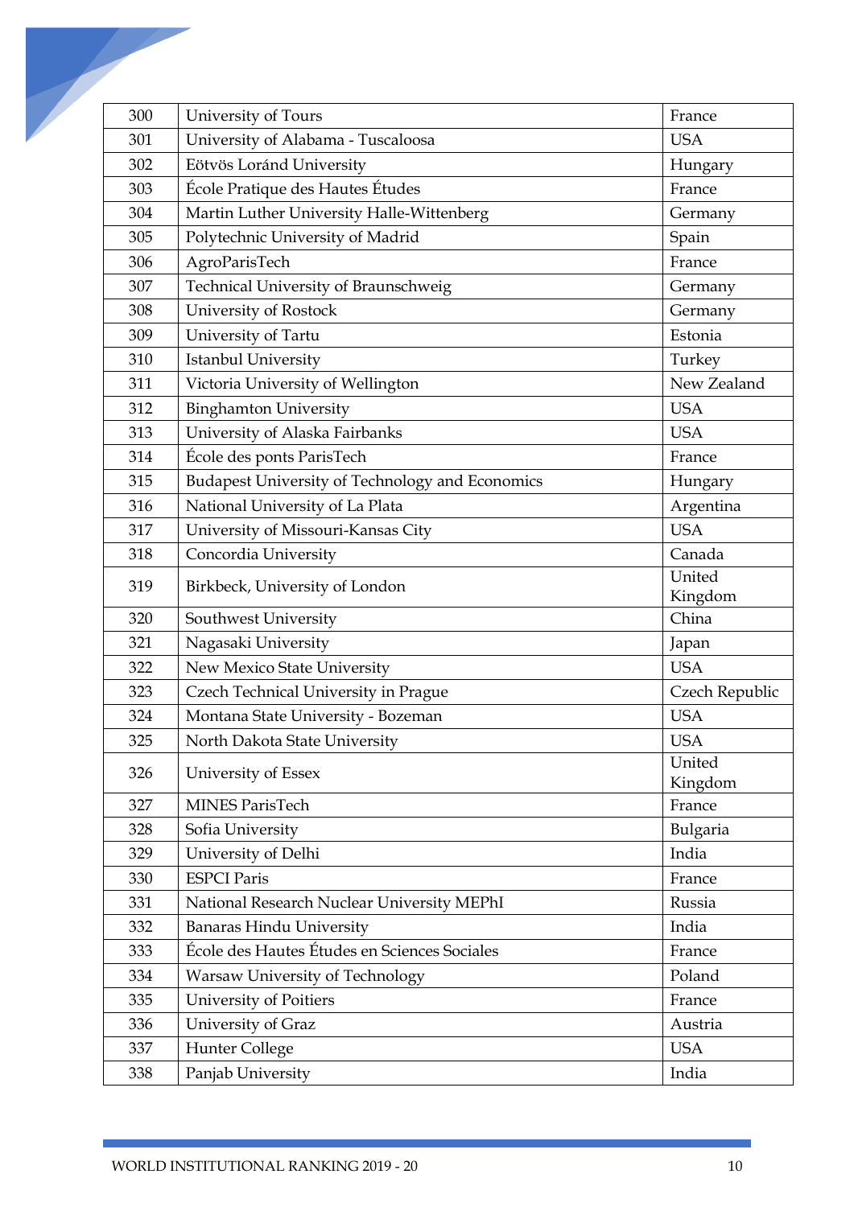| 300 | University of Tours | France |
|---|---|---|
| 301 | University of Alabama - Tuscaloosa | USA |
| 302 | Eötvös Loránd University | Hungary |
| 303 | École Pratique des Hautes Études | France |
| 304 | Martin Luther University Halle-Wittenberg | Germany |
| 305 | Polytechnic University of Madrid | Spain |
| 306 | AgroParisTech | France |
| 307 | Technical University of Braunschweig | Germany |
| 308 | University of Rostock | Germany |
| 309 | University of Tartu | Estonia |
| 310 | Istanbul University | Turkey |
| 311 | Victoria University of Wellington | New Zealand |
| 312 | Binghamton University | USA |
| 313 | University of Alaska Fairbanks | USA |
| 314 | École des ponts ParisTech | France |
| 315 | Budapest University of Technology and Economics | Hungary |
| 316 | National University of La Plata | Argentina |
| 317 | University of Missouri-Kansas City | USA |
| 318 | Concordia University | Canada |
| 319 | Birkbeck, University of London | United Kingdom |
| 320 | Southwest University | China |
| 321 | Nagasaki University | Japan |
| 322 | New Mexico State University | USA |
| 323 | Czech Technical University in Prague | Czech Republic |
| 324 | Montana State University - Bozeman | USA |
| 325 | North Dakota State University | USA |
| 326 | University of Essex | United Kingdom |
| 327 | MINES ParisTech | France |
| 328 | Sofia University | Bulgaria |
| 329 | University of Delhi | India |
| 330 | ESPCI Paris | France |
| 331 | National Research Nuclear University MEPhI | Russia |
| 332 | Banaras Hindu University | India |
| 333 | École des Hautes Études en Sciences Sociales | France |
| 334 | Warsaw University of Technology | Poland |
| 335 | University of Poitiers | France |
| 336 | University of Graz | Austria |
| 337 | Hunter College | USA |
| 338 | Panjab University | India |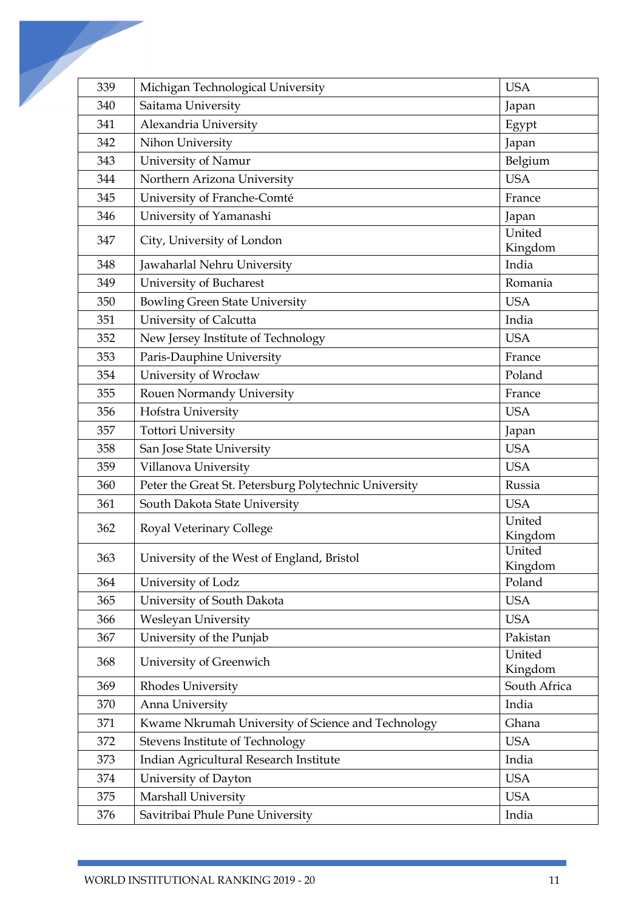| 339 | Michigan Technological University | USA |
|---|---|---|
| 340 | Saitama University | Japan |
| 341 | Alexandria University | Egypt |
| 342 | Nihon University | Japan |
| 343 | University of Namur | Belgium |
| 344 | Northern Arizona University | USA |
| 345 | University of Franche-Comté | France |
| 346 | University of Yamanashi | Japan |
| 347 | City, University of London | United Kingdom |
| 348 | Jawaharlal Nehru University | India |
| 349 | University of Bucharest | Romania |
| 350 | Bowling Green State University | USA |
| 351 | University of Calcutta | India |
| 352 | New Jersey Institute of Technology | USA |
| 353 | Paris-Dauphine University | France |
| 354 | University of Wrocław | Poland |
| 355 | Rouen Normandy University | France |
| 356 | Hofstra University | USA |
| 357 | Tottori University | Japan |
| 358 | San Jose State University | USA |
| 359 | Villanova University | USA |
| 360 | Peter the Great St. Petersburg Polytechnic University | Russia |
| 361 | South Dakota State University | USA |
| 362 | Royal Veterinary College | United Kingdom |
| 363 | University of the West of England, Bristol | United Kingdom |
| 364 | University of Lodz | Poland |
| 365 | University of South Dakota | USA |
| 366 | Wesleyan University | USA |
| 367 | University of the Punjab | Pakistan |
| 368 | University of Greenwich | United Kingdom |
| 369 | Rhodes University | South Africa |
| 370 | Anna University | India |
| 371 | Kwame Nkrumah University of Science and Technology | Ghana |
| 372 | Stevens Institute of Technology | USA |
| 373 | Indian Agricultural Research Institute | India |
| 374 | University of Dayton | USA |
| 375 | Marshall University | USA |
| 376 | Savitribai Phule Pune University | India |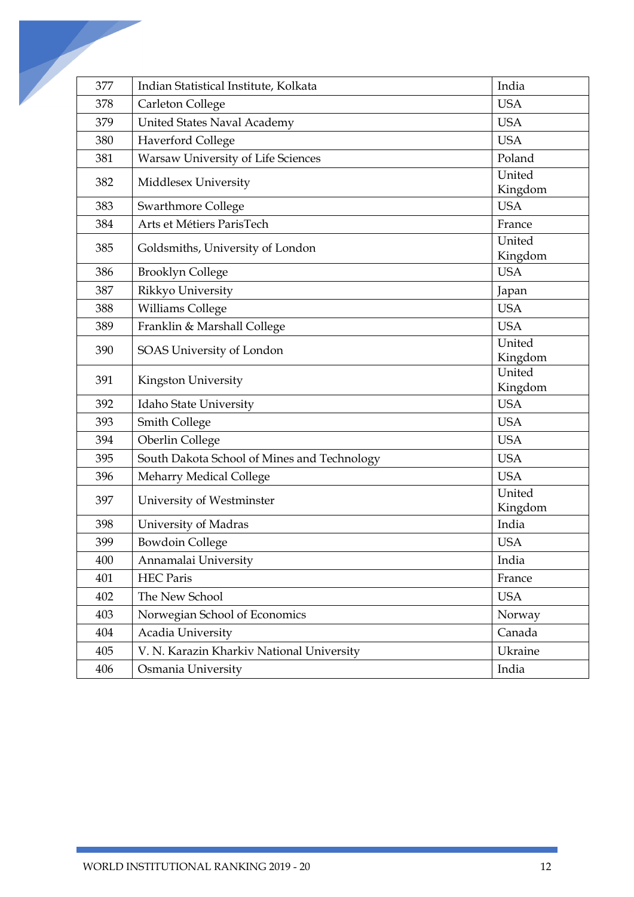| | | |
|---|---|---|
| 377 | Indian Statistical Institute, Kolkata | India |
| 378 | Carleton College | USA |
| 379 | United States Naval Academy | USA |
| 380 | Haverford College | USA |
| 381 | Warsaw University of Life Sciences | Poland |
| 382 | Middlesex University | United Kingdom |
| 383 | Swarthmore College | USA |
| 384 | Arts et Métiers ParisTech | France |
| 385 | Goldsmiths, University of London | United Kingdom |
| 386 | Brooklyn College | USA |
| 387 | Rikkyo University | Japan |
| 388 | Williams College | USA |
| 389 | Franklin & Marshall College | USA |
| 390 | SOAS University of London | United Kingdom |
| 391 | Kingston University | United Kingdom |
| 392 | Idaho State University | USA |
| 393 | Smith College | USA |
| 394 | Oberlin College | USA |
| 395 | South Dakota School of Mines and Technology | USA |
| 396 | Meharry Medical College | USA |
| 397 | University of Westminster | United Kingdom |
| 398 | University of Madras | India |
| 399 | Bowdoin College | USA |
| 400 | Annamalai University | India |
| 401 | HEC Paris | France |
| 402 | The New School | USA |
| 403 | Norwegian School of Economics | Norway |
| 404 | Acadia University | Canada |
| 405 | V. N. Karazin Kharkiv National University | Ukraine |
| 406 | Osmania University | India |